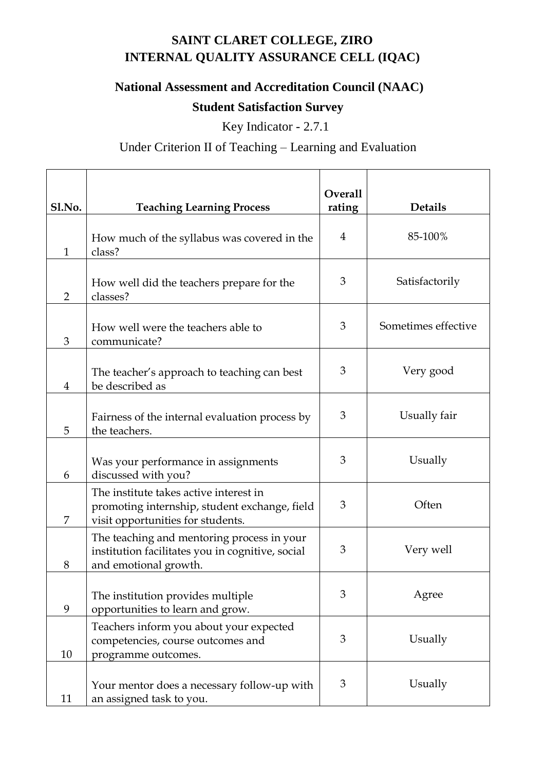# SAINT CLARET COLLEGE, ZIRO
# INTERNAL QUALITY ASSURANCE CELL (IQAC)

## National Assessment and Accreditation Council (NAAC)

## Student Satisfaction Survey

Key Indicator - 2.7.1

Under Criterion II of Teaching – Learning and Evaluation

| Sl.No. | Teaching Learning Process | Overall rating | Details |
|---|---|---|---|
| 1 | How much of the syllabus was covered in the class? | 4 | 85-100% |
| 2 | How well did the teachers prepare for the classes? | 3 | Satisfactorily |
| 3 | How well were the teachers able to communicate? | 3 | Sometimes effective |
| 4 | The teacher's approach to teaching can best be described as | 3 | Very good |
| 5 | Fairness of the internal evaluation process by the teachers. | 3 | Usually fair |
| 6 | Was your performance in assignments discussed with you? | 3 | Usually |
| 7 | The institute takes active interest in promoting internship, student exchange, field visit opportunities for students. | 3 | Often |
| 8 | The teaching and mentoring process in your institution facilitates you in cognitive, social and emotional growth. | 3 | Very well |
| 9 | The institution provides multiple opportunities to learn and grow. | 3 | Agree |
| 10 | Teachers inform you about your expected competencies, course outcomes and programme outcomes. | 3 | Usually |
| 11 | Your mentor does a necessary follow-up with an assigned task to you. | 3 | Usually |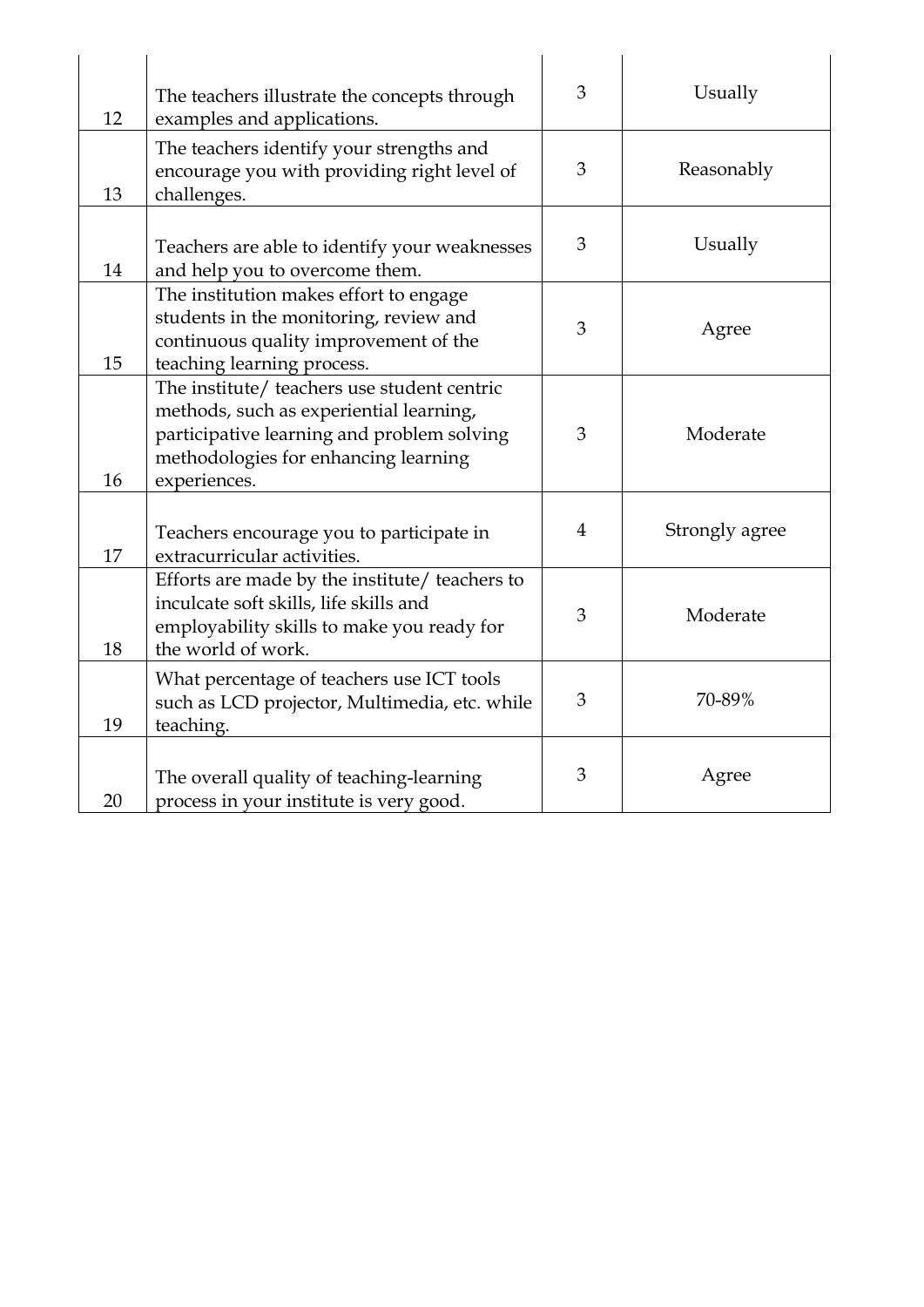| | | | |
|---|---|---|---|
| 12 | The teachers illustrate the concepts through examples and applications. | 3 | Usually |
| 13 | The teachers identify your strengths and encourage you with providing right level of challenges. | 3 | Reasonably |
| 14 | Teachers are able to identify your weaknesses and help you to overcome them. | 3 | Usually |
| 15 | The institution makes effort to engage students in the monitoring, review and continuous quality improvement of the teaching learning process. | 3 | Agree |
| 16 | The institute/ teachers use student centric methods, such as experiential learning, participative learning and problem solving methodologies for enhancing learning experiences. | 3 | Moderate |
| 17 | Teachers encourage you to participate in extracurricular activities. | 4 | Strongly agree |
| 18 | Efforts are made by the institute/ teachers to inculcate soft skills, life skills and employability skills to make you ready for the world of work. | 3 | Moderate |
| 19 | What percentage of teachers use ICT tools such as LCD projector, Multimedia, etc. while teaching. | 3 | 70-89% |
| 20 | The overall quality of teaching-learning process in your institute is very good. | 3 | Agree |